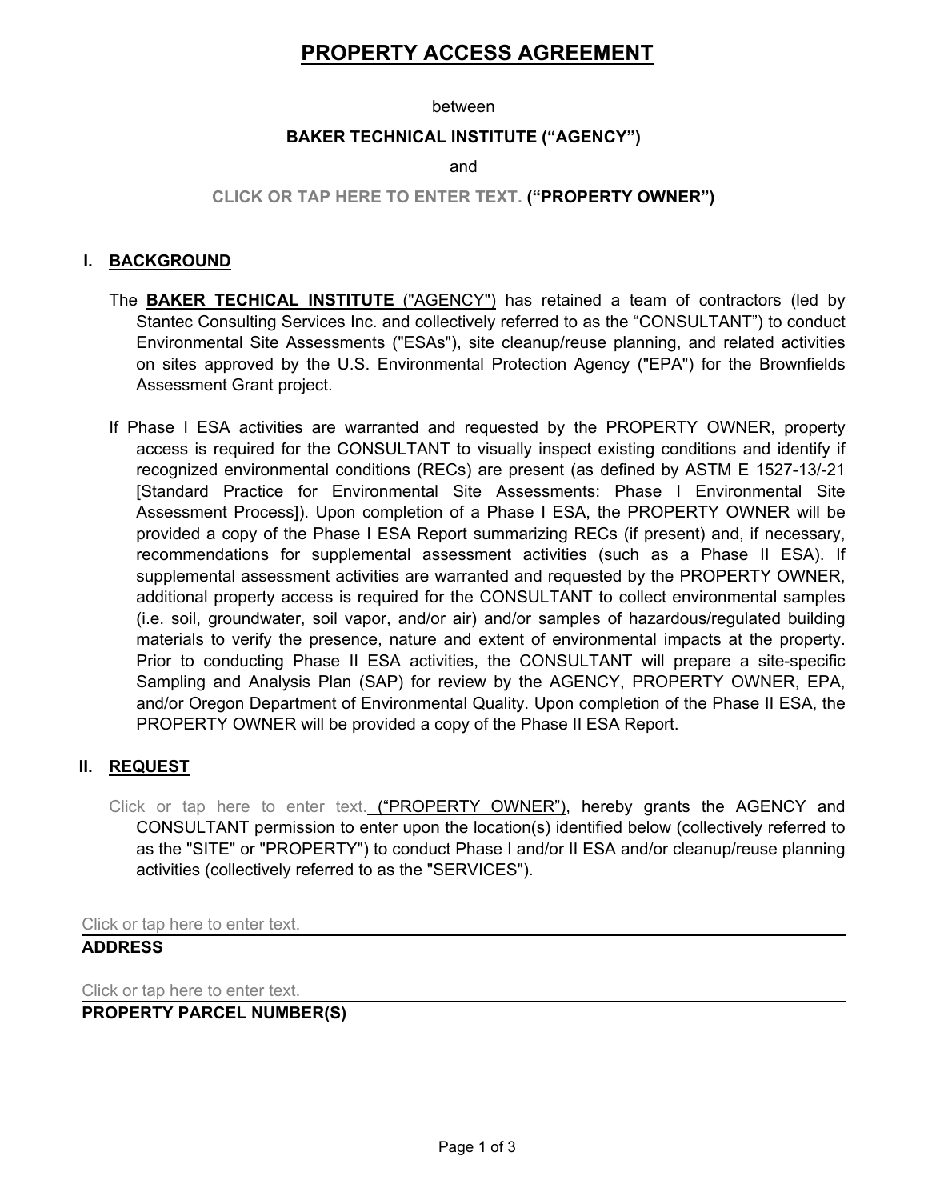# PROPERTY ACCESS AGREEMENT

between

**BAKER TECHNICAL INSTITUTE ("AGENCY")**

and

**CLICK OR TAP HERE TO ENTER TEXT. ("PROPERTY OWNER")**

## I. BACKGROUND

The **BAKER TECHICAL INSTITUTE** ("AGENCY") has retained a team of contractors (led by Stantec Consulting Services Inc. and collectively referred to as the "CONSULTANT") to conduct Environmental Site Assessments ("ESAs"), site cleanup/reuse planning, and related activities on sites approved by the U.S. Environmental Protection Agency ("EPA") for the Brownfields Assessment Grant project.

If Phase I ESA activities are warranted and requested by the PROPERTY OWNER, property access is required for the CONSULTANT to visually inspect existing conditions and identify if recognized environmental conditions (RECs) are present (as defined by ASTM E 1527-13/-21 [Standard Practice for Environmental Site Assessments: Phase I Environmental Site Assessment Process]). Upon completion of a Phase I ESA, the PROPERTY OWNER will be provided a copy of the Phase I ESA Report summarizing RECs (if present) and, if necessary, recommendations for supplemental assessment activities (such as a Phase II ESA). If supplemental assessment activities are warranted and requested by the PROPERTY OWNER, additional property access is required for the CONSULTANT to collect environmental samples (i.e. soil, groundwater, soil vapor, and/or air) and/or samples of hazardous/regulated building materials to verify the presence, nature and extent of environmental impacts at the property. Prior to conducting Phase II ESA activities, the CONSULTANT will prepare a site-specific Sampling and Analysis Plan (SAP) for review by the AGENCY, PROPERTY OWNER, EPA, and/or Oregon Department of Environmental Quality. Upon completion of the Phase II ESA, the PROPERTY OWNER will be provided a copy of the Phase II ESA Report.

## II. REQUEST

Click or tap here to enter text. ("PROPERTY OWNER"), hereby grants the AGENCY and CONSULTANT permission to enter upon the location(s) identified below (collectively referred to as the "SITE" or "PROPERTY") to conduct Phase I and/or II ESA and/or cleanup/reuse planning activities (collectively referred to as the "SERVICES").

Click or tap here to enter text.

**ADDRESS**

Click or tap here to enter text.

**PROPERTY PARCEL NUMBER(S)**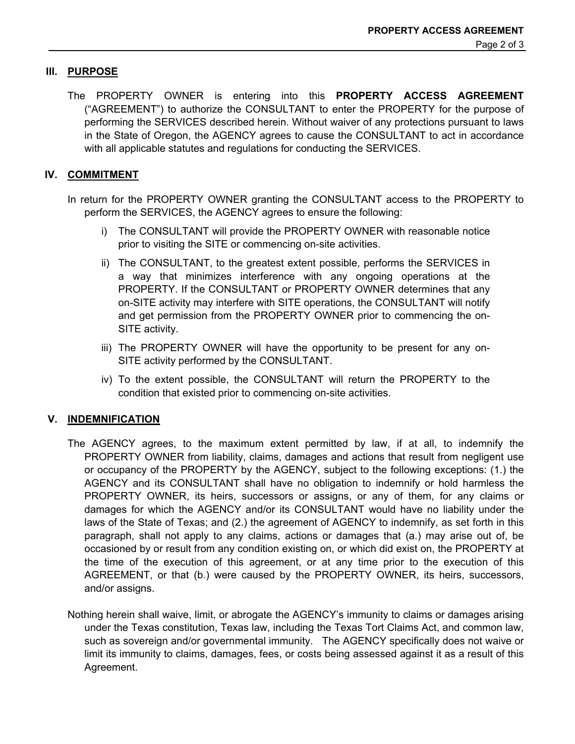## III. PURPOSE

The PROPERTY OWNER is entering into this **PROPERTY ACCESS AGREEMENT** ("AGREEMENT") to authorize the CONSULTANT to enter the PROPERTY for the purpose of performing the SERVICES described herein. Without waiver of any protections pursuant to laws in the State of Oregon, the AGENCY agrees to cause the CONSULTANT to act in accordance with all applicable statutes and regulations for conducting the SERVICES.

## IV. COMMITMENT

In return for the PROPERTY OWNER granting the CONSULTANT access to the PROPERTY to perform the SERVICES, the AGENCY agrees to ensure the following:

i) The CONSULTANT will provide the PROPERTY OWNER with reasonable notice prior to visiting the SITE or commencing on-site activities.

ii) The CONSULTANT, to the greatest extent possible, performs the SERVICES in a way that minimizes interference with any ongoing operations at the PROPERTY. If the CONSULTANT or PROPERTY OWNER determines that any on-SITE activity may interfere with SITE operations, the CONSULTANT will notify and get permission from the PROPERTY OWNER prior to commencing the on-SITE activity.

iii) The PROPERTY OWNER will have the opportunity to be present for any on-SITE activity performed by the CONSULTANT.

iv) To the extent possible, the CONSULTANT will return the PROPERTY to the condition that existed prior to commencing on-site activities.

## V. INDEMNIFICATION

The AGENCY agrees, to the maximum extent permitted by law, if at all, to indemnify the PROPERTY OWNER from liability, claims, damages and actions that result from negligent use or occupancy of the PROPERTY by the AGENCY, subject to the following exceptions: (1.) the AGENCY and its CONSULTANT shall have no obligation to indemnify or hold harmless the PROPERTY OWNER, its heirs, successors or assigns, or any of them, for any claims or damages for which the AGENCY and/or its CONSULTANT would have no liability under the laws of the State of Texas; and (2.) the agreement of AGENCY to indemnify, as set forth in this paragraph, shall not apply to any claims, actions or damages that (a.) may arise out of, be occasioned by or result from any condition existing on, or which did exist on, the PROPERTY at the time of the execution of this agreement, or at any time prior to the execution of this AGREEMENT, or that (b.) were caused by the PROPERTY OWNER, its heirs, successors, and/or assigns.

Nothing herein shall waive, limit, or abrogate the AGENCY's immunity to claims or damages arising under the Texas constitution, Texas law, including the Texas Tort Claims Act, and common law, such as sovereign and/or governmental immunity. The AGENCY specifically does not waive or limit its immunity to claims, damages, fees, or costs being assessed against it as a result of this Agreement.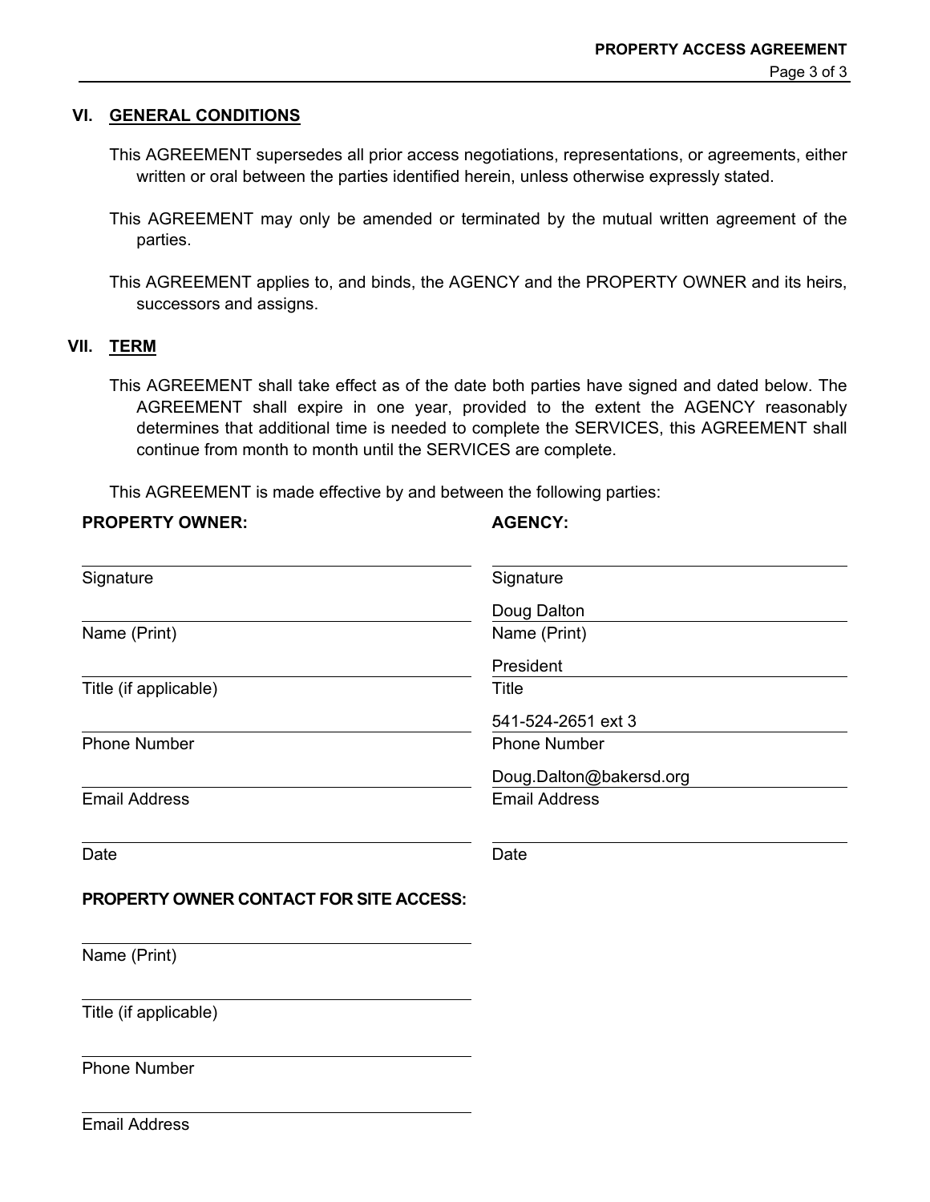## VI. GENERAL CONDITIONS

This AGREEMENT supersedes all prior access negotiations, representations, or agreements, either written or oral between the parties identified herein, unless otherwise expressly stated.

This AGREEMENT may only be amended or terminated by the mutual written agreement of the parties.

This AGREEMENT applies to, and binds, the AGENCY and the PROPERTY OWNER and its heirs, successors and assigns.

## VII. TERM

This AGREEMENT shall take effect as of the date both parties have signed and dated below. The AGREEMENT shall expire in one year, provided to the extent the AGENCY reasonably determines that additional time is needed to complete the SERVICES, this AGREEMENT shall continue from month to month until the SERVICES are complete.

This AGREEMENT is made effective by and between the following parties:

| PROPERTY OWNER: | AGENCY: |
|---|---|
| ______________________ Signature | ______________________ Signature |
| ______________________ Name (Print) | Doug Dalton Name (Print) |
| ______________________ Title (if applicable) | President Title |
| ______________________ Phone Number | 541-524-2651 ext 3 Phone Number |
| ______________________ Email Address | Doug.Dalton@bakersd.org Email Address |
| ______________________ Date | ______________________ Date |

**PROPERTY OWNER CONTACT FOR SITE ACCESS:**

______________________
Name (Print)

______________________
Title (if applicable)

______________________
Phone Number

______________________
Email Address